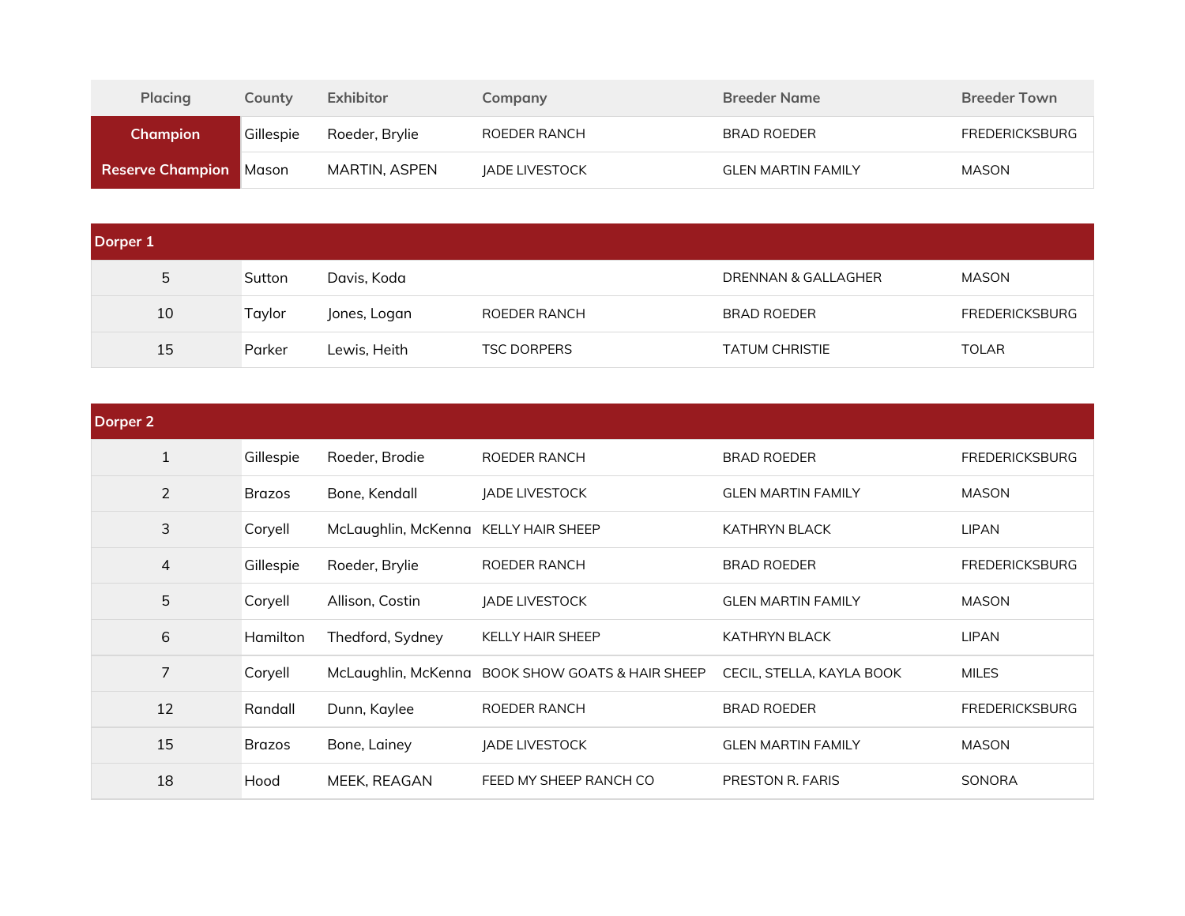| Placing | County | Exhibitor | Company | Breeder Name | Breeder Town |
|---|---|---|---|---|---|
| Champion | Gillespie | Roeder, Brylie | ROEDER RANCH | BRAD ROEDER | FREDERICKSBURG |
| Reserve Champion | Mason | MARTIN, ASPEN | JADE LIVESTOCK | GLEN MARTIN FAMILY | MASON |

| Dorper 1 | | | | | |
|---|---|---|---|---|---|
| 5 | Sutton | Davis, Koda | | DRENNAN & GALLAGHER | MASON |
| 10 | Taylor | Jones, Logan | ROEDER RANCH | BRAD ROEDER | FREDERICKSBURG |
| 15 | Parker | Lewis, Heith | TSC DORPERS | TATUM CHRISTIE | TOLAR |

| Dorper 2 | | | | | |
|---|---|---|---|---|---|
| 1 | Gillespie | Roeder, Brodie | ROEDER RANCH | BRAD ROEDER | FREDERICKSBURG |
| 2 | Brazos | Bone, Kendall | JADE LIVESTOCK | GLEN MARTIN FAMILY | MASON |
| 3 | Coryell | McLaughlin, McKenna | KELLY HAIR SHEEP | KATHRYN BLACK | LIPAN |
| 4 | Gillespie | Roeder, Brylie | ROEDER RANCH | BRAD ROEDER | FREDERICKSBURG |
| 5 | Coryell | Allison, Costin | JADE LIVESTOCK | GLEN MARTIN FAMILY | MASON |
| 6 | Hamilton | Thedford, Sydney | KELLY HAIR SHEEP | KATHRYN BLACK | LIPAN |
| 7 | Coryell | McLaughlin, McKenna | BOOK SHOW GOATS & HAIR SHEEP | CECIL, STELLA, KAYLA BOOK | MILES |
| 12 | Randall | Dunn, Kaylee | ROEDER RANCH | BRAD ROEDER | FREDERICKSBURG |
| 15 | Brazos | Bone, Lainey | JADE LIVESTOCK | GLEN MARTIN FAMILY | MASON |
| 18 | Hood | MEEK, REAGAN | FEED MY SHEEP RANCH CO | PRESTON R. FARIS | SONORA |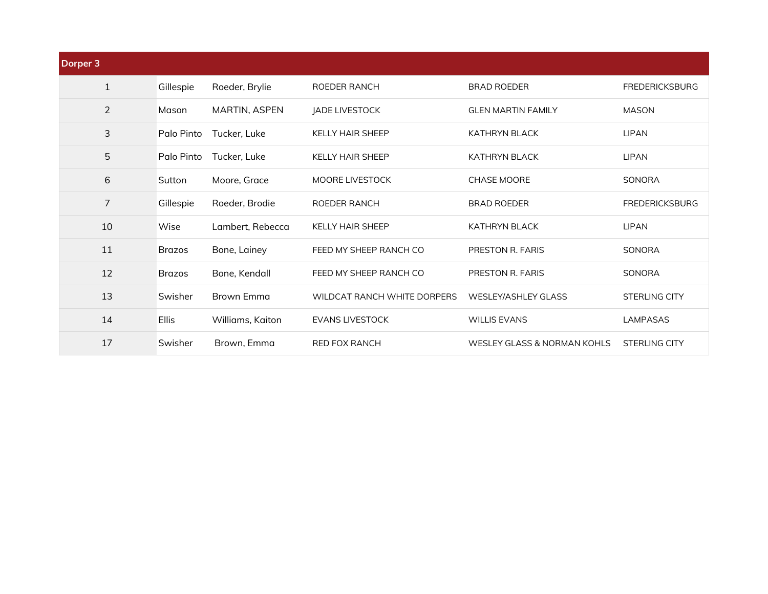| Dorper 3 | | | | | |
|---|---|---|---|---|---|
| 1 | Gillespie | Roeder, Brylie | ROEDER RANCH | BRAD ROEDER | FREDERICKSBURG |
| 2 | Mason | MARTIN, ASPEN | JADE LIVESTOCK | GLEN MARTIN FAMILY | MASON |
| 3 | Palo Pinto | Tucker, Luke | KELLY HAIR SHEEP | KATHRYN BLACK | LIPAN |
| 5 | Palo Pinto | Tucker, Luke | KELLY HAIR SHEEP | KATHRYN BLACK | LIPAN |
| 6 | Sutton | Moore, Grace | MOORE LIVESTOCK | CHASE MOORE | SONORA |
| 7 | Gillespie | Roeder, Brodie | ROEDER RANCH | BRAD ROEDER | FREDERICKSBURG |
| 10 | Wise | Lambert, Rebecca | KELLY HAIR SHEEP | KATHRYN BLACK | LIPAN |
| 11 | Brazos | Bone, Lainey | FEED MY SHEEP RANCH CO | PRESTON R. FARIS | SONORA |
| 12 | Brazos | Bone, Kendall | FEED MY SHEEP RANCH CO | PRESTON R. FARIS | SONORA |
| 13 | Swisher | Brown Emma | WILDCAT RANCH WHITE DORPERS | WESLEY/ASHLEY GLASS | STERLING CITY |
| 14 | Ellis | Williams, Kaiton | EVANS LIVESTOCK | WILLIS EVANS | LAMPASAS |
| 17 | Swisher | Brown, Emma | RED FOX RANCH | WESLEY GLASS & NORMAN KOHLS | STERLING CITY |